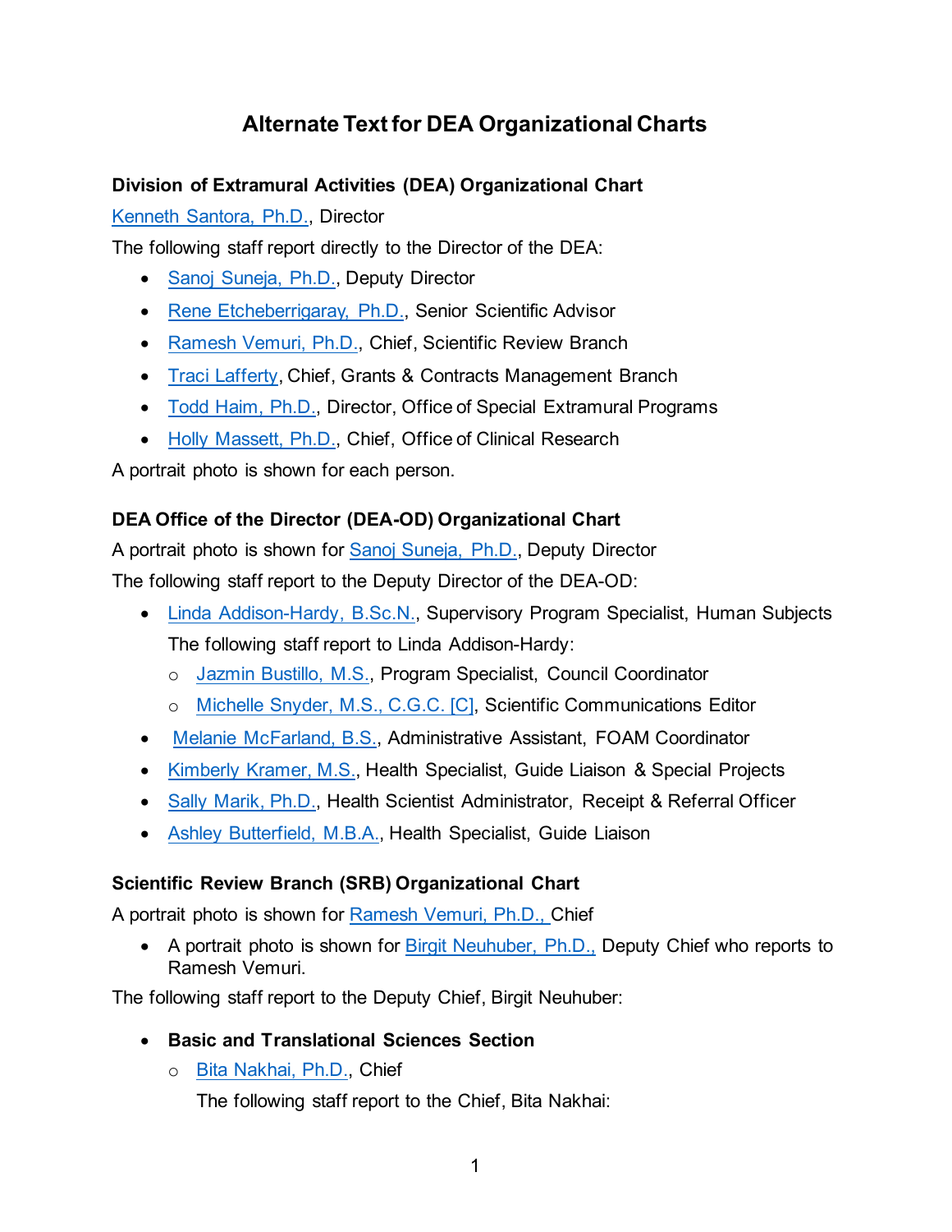# Alternate Text for DEA Organizational Charts

### Division of Extramural Activities (DEA) Organizational Chart

Kenneth Santora, Ph.D., Director

The following staff report directly to the Director of the DEA:

- Sanoj Suneja, Ph.D., Deputy Director
- Rene Etcheberrigaray, Ph.D., Senior Scientific Advisor
- Ramesh Vemuri, Ph.D., Chief, Scientific Review Branch
- Traci Lafferty, Chief, Grants & Contracts Management Branch
- Todd Haim, Ph.D., Director, Office of Special Extramural Programs
- Holly Massett, Ph.D., Chief, Office of Clinical Research

A portrait photo is shown for each person.

### DEA Office of the Director (DEA-OD) Organizational Chart

A portrait photo is shown for Sanoj Suneja, Ph.D., Deputy Director

The following staff report to the Deputy Director of the DEA-OD:

- Linda Addison-Hardy, B.Sc.N., Supervisory Program Specialist, Human Subjects

  The following staff report to Linda Addison-Hardy:

  - Jazmin Bustillo, M.S., Program Specialist, Council Coordinator
  - Michelle Snyder, M.S., C.G.C. [C], Scientific Communications Editor
- Melanie McFarland, B.S., Administrative Assistant, FOAM Coordinator
- Kimberly Kramer, M.S., Health Specialist, Guide Liaison & Special Projects
- Sally Marik, Ph.D., Health Scientist Administrator, Receipt & Referral Officer
- Ashley Butterfield, M.B.A., Health Specialist, Guide Liaison

### Scientific Review Branch (SRB) Organizational Chart

A portrait photo is shown for Ramesh Vemuri, Ph.D., Chief

- A portrait photo is shown for Birgit Neuhuber, Ph.D., Deputy Chief who reports to Ramesh Vemuri.

The following staff report to the Deputy Chief, Birgit Neuhuber:

- **Basic and Translational Sciences Section**
  - Bita Nakhai, Ph.D., Chief

    The following staff report to the Chief, Bita Nakhai: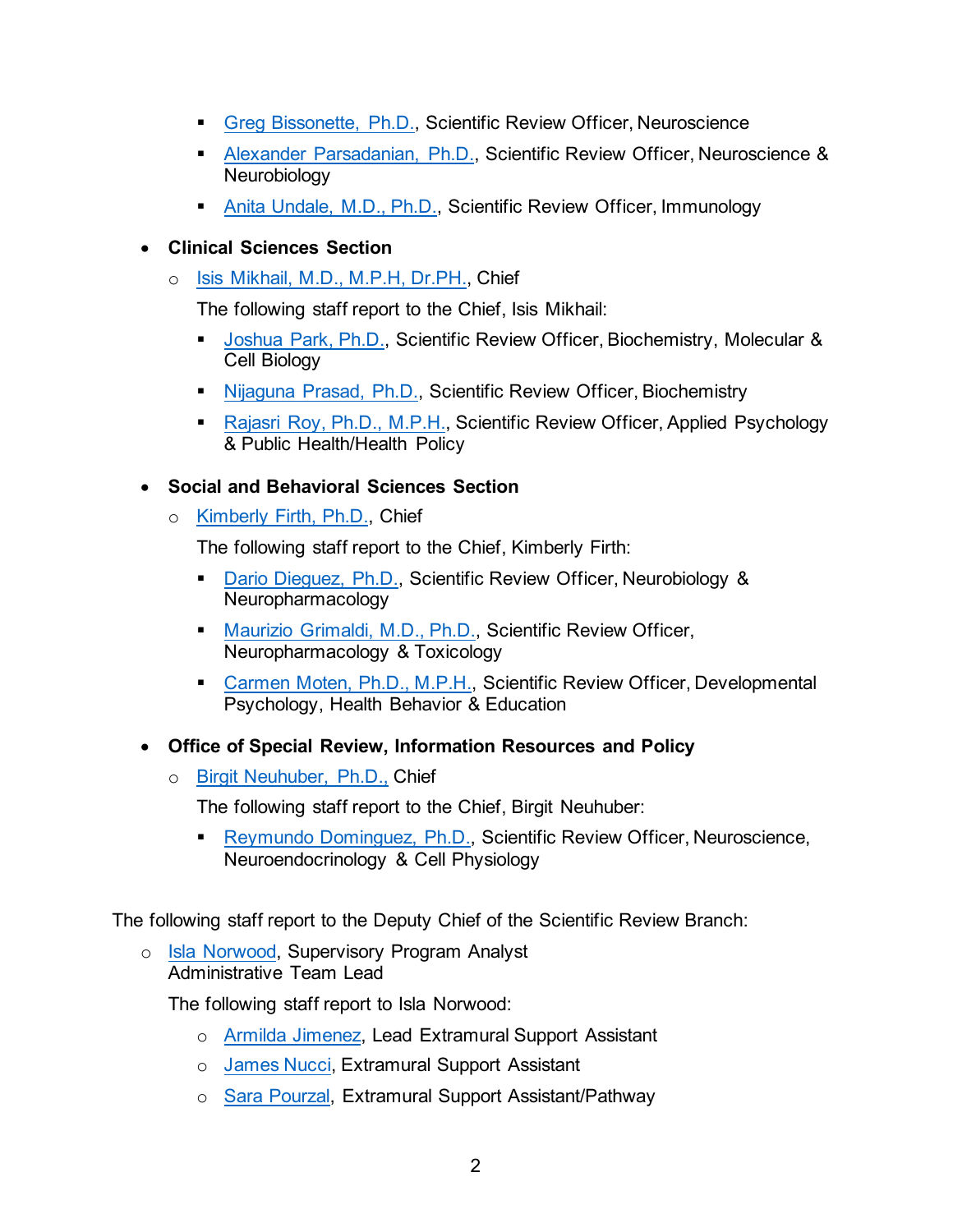- Greg Bissonette, Ph.D., Scientific Review Officer, Neuroscience
- Alexander Parsadanian, Ph.D., Scientific Review Officer, Neuroscience & Neurobiology
- Anita Undale, M.D., Ph.D., Scientific Review Officer, Immunology

- **Clinical Sciences Section**
  - Isis Mikhail, M.D., M.P.H, Dr.PH., Chief

    The following staff report to the Chief, Isis Mikhail:

    - Joshua Park, Ph.D., Scientific Review Officer, Biochemistry, Molecular & Cell Biology
    - Nijaguna Prasad, Ph.D., Scientific Review Officer, Biochemistry
    - Rajasri Roy, Ph.D., M.P.H., Scientific Review Officer, Applied Psychology & Public Health/Health Policy

- **Social and Behavioral Sciences Section**
  - Kimberly Firth, Ph.D., Chief

    The following staff report to the Chief, Kimberly Firth:

    - Dario Dieguez, Ph.D., Scientific Review Officer, Neurobiology & Neuropharmacology
    - Maurizio Grimaldi, M.D., Ph.D., Scientific Review Officer, Neuropharmacology & Toxicology
    - Carmen Moten, Ph.D., M.P.H., Scientific Review Officer, Developmental Psychology, Health Behavior & Education

- **Office of Special Review, Information Resources and Policy**
  - Birgit Neuhuber, Ph.D., Chief

    The following staff report to the Chief, Birgit Neuhuber:

    - Reymundo Dominguez, Ph.D., Scientific Review Officer, Neuroscience, Neuroendocrinology & Cell Physiology

The following staff report to the Deputy Chief of the Scientific Review Branch:

- Isla Norwood, Supervisory Program Analyst
  Administrative Team Lead

  The following staff report to Isla Norwood:

  - Armilda Jimenez, Lead Extramural Support Assistant
  - James Nucci, Extramural Support Assistant
  - Sara Pourzal, Extramural Support Assistant/Pathway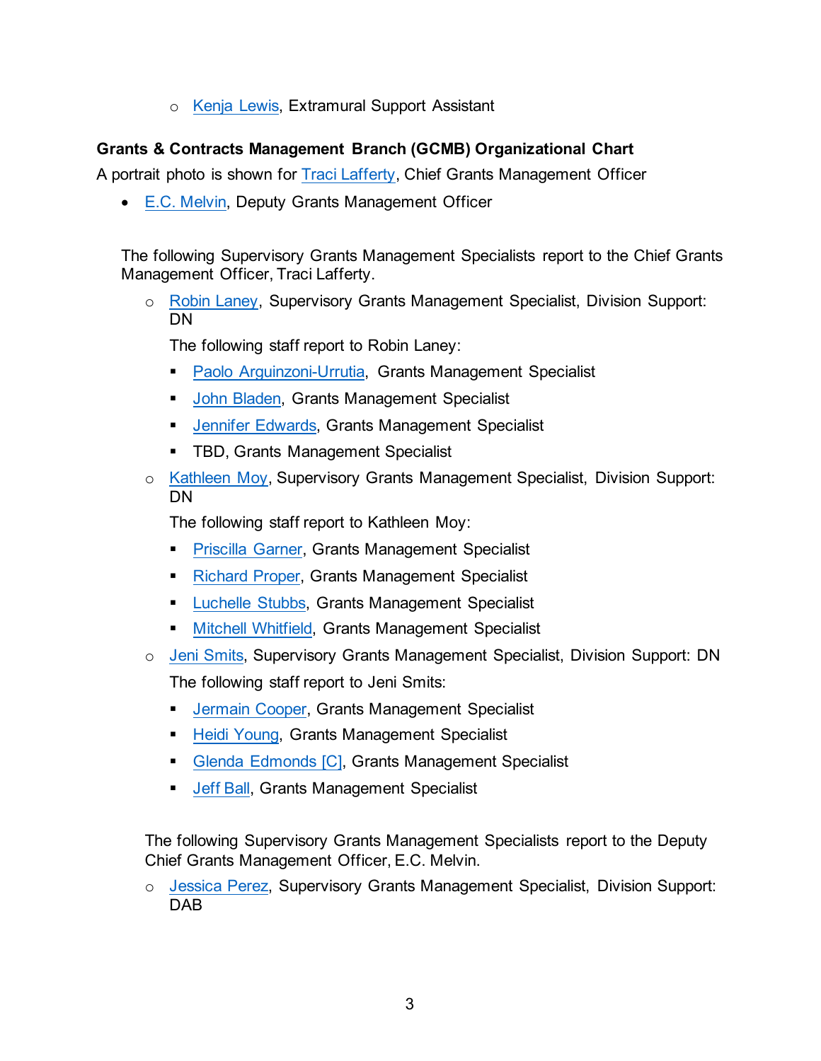- Kenja Lewis, Extramural Support Assistant

**Grants & Contracts Management Branch (GCMB) Organizational Chart**

A portrait photo is shown for Traci Lafferty, Chief Grants Management Officer

- E.C. Melvin, Deputy Grants Management Officer

  The following Supervisory Grants Management Specialists report to the Chief Grants Management Officer, Traci Lafferty.

  - Robin Laney, Supervisory Grants Management Specialist, Division Support: DN

    The following staff report to Robin Laney:

    - Paolo Arguinzoni-Urrutia, Grants Management Specialist
    - John Bladen, Grants Management Specialist
    - Jennifer Edwards, Grants Management Specialist
    - TBD, Grants Management Specialist

  - Kathleen Moy, Supervisory Grants Management Specialist, Division Support: DN

    The following staff report to Kathleen Moy:

    - Priscilla Garner, Grants Management Specialist
    - Richard Proper, Grants Management Specialist
    - Luchelle Stubbs, Grants Management Specialist
    - Mitchell Whitfield, Grants Management Specialist

  - Jeni Smits, Supervisory Grants Management Specialist, Division Support: DN

    The following staff report to Jeni Smits:

    - Jermain Cooper, Grants Management Specialist
    - Heidi Young, Grants Management Specialist
    - Glenda Edmonds [C], Grants Management Specialist
    - Jeff Ball, Grants Management Specialist

  The following Supervisory Grants Management Specialists report to the Deputy Chief Grants Management Officer, E.C. Melvin.

  - Jessica Perez, Supervisory Grants Management Specialist, Division Support: DAB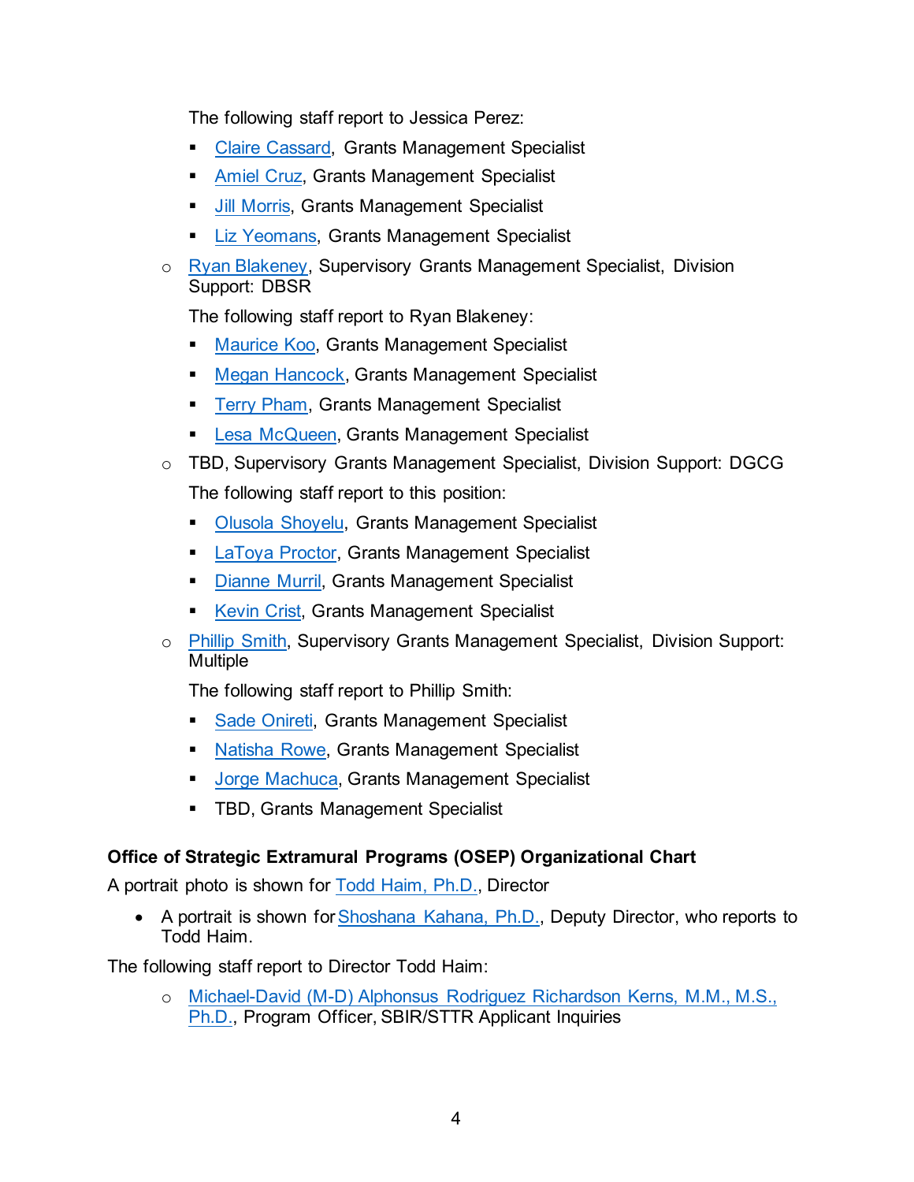The following staff report to Jessica Perez:

    - Claire Cassard, Grants Management Specialist
    - Amiel Cruz, Grants Management Specialist
    - Jill Morris, Grants Management Specialist
    - Liz Yeomans, Grants Management Specialist

- Ryan Blakeney, Supervisory Grants Management Specialist, Division Support: DBSR

  The following staff report to Ryan Blakeney:

    - Maurice Koo, Grants Management Specialist
    - Megan Hancock, Grants Management Specialist
    - Terry Pham, Grants Management Specialist
    - Lesa McQueen, Grants Management Specialist

- TBD, Supervisory Grants Management Specialist, Division Support: DGCG

  The following staff report to this position:

    - Olusola Shoyelu, Grants Management Specialist
    - LaToya Proctor, Grants Management Specialist
    - Dianne Murril, Grants Management Specialist
    - Kevin Crist, Grants Management Specialist

- Phillip Smith, Supervisory Grants Management Specialist, Division Support: Multiple

  The following staff report to Phillip Smith:

    - Sade Onireti, Grants Management Specialist
    - Natisha Rowe, Grants Management Specialist
    - Jorge Machuca, Grants Management Specialist
    - TBD, Grants Management Specialist

**Office of Strategic Extramural Programs (OSEP) Organizational Chart**

A portrait photo is shown for Todd Haim, Ph.D., Director

- A portrait is shown for Shoshana Kahana, Ph.D., Deputy Director, who reports to Todd Haim.

The following staff report to Director Todd Haim:

- Michael-David (M-D) Alphonsus Rodriguez Richardson Kerns, M.M., M.S., Ph.D., Program Officer, SBIR/STTR Applicant Inquiries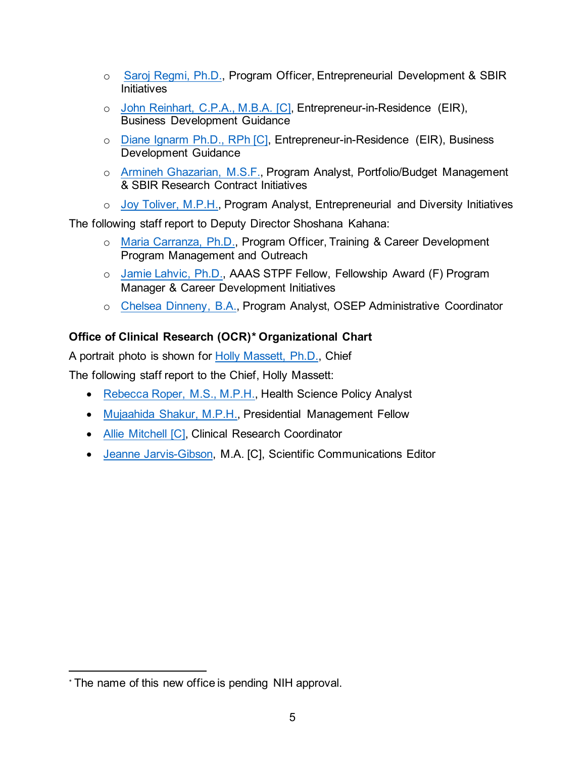- Saroj Regmi, Ph.D., Program Officer, Entrepreneurial Development & SBIR Initiatives
- John Reinhart, C.P.A., M.B.A. [C], Entrepreneur-in-Residence (EIR), Business Development Guidance
- Diane Ignarm Ph.D., RPh [C], Entrepreneur-in-Residence (EIR), Business Development Guidance
- Armineh Ghazarian, M.S.F., Program Analyst, Portfolio/Budget Management & SBIR Research Contract Initiatives
- Joy Toliver, M.P.H., Program Analyst, Entrepreneurial and Diversity Initiatives

The following staff report to Deputy Director Shoshana Kahana:

- Maria Carranza, Ph.D., Program Officer, Training & Career Development Program Management and Outreach
- Jamie Lahvic, Ph.D., AAAS STPF Fellow, Fellowship Award (F) Program Manager & Career Development Initiatives
- Chelsea Dinneny, B.A., Program Analyst, OSEP Administrative Coordinator

**Office of Clinical Research (OCR)* Organizational Chart**

A portrait photo is shown for Holly Massett, Ph.D., Chief

The following staff report to the Chief, Holly Massett:

- Rebecca Roper, M.S., M.P.H., Health Science Policy Analyst
- Mujaahida Shakur, M.P.H., Presidential Management Fellow
- Allie Mitchell [C], Clinical Research Coordinator
- Jeanne Jarvis-Gibson, M.A. [C], Scientific Communications Editor

* The name of this new office is pending NIH approval.